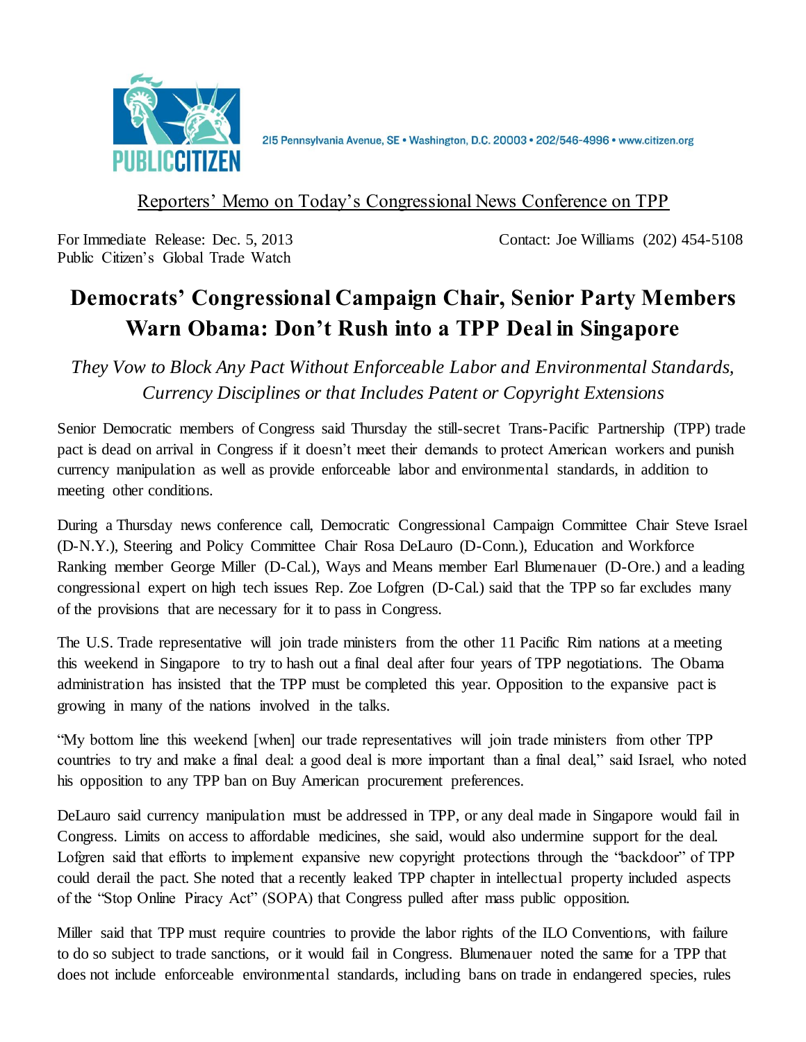PUBLIC CITIZEN

215 Pennsylvania Avenue, SE • Washington, D.C. 20003 • 202/546-4996 • www.citizen.org

Reporters' Memo on Today's Congressional News Conference on TPP

For Immediate Release: Dec. 5, 2013
Public Citizen's Global Trade Watch

Contact: Joe Williams (202) 454-5108

# Democrats' Congressional Campaign Chair, Senior Party Members Warn Obama: Don't Rush into a TPP Deal in Singapore

*They Vow to Block Any Pact Without Enforceable Labor and Environmental Standards, Currency Disciplines or that Includes Patent or Copyright Extensions*

Senior Democratic members of Congress said Thursday the still-secret Trans-Pacific Partnership (TPP) trade pact is dead on arrival in Congress if it doesn't meet their demands to protect American workers and punish currency manipulation as well as provide enforceable labor and environmental standards, in addition to meeting other conditions.

During a Thursday news conference call, Democratic Congressional Campaign Committee Chair Steve Israel (D-N.Y.), Steering and Policy Committee Chair Rosa DeLauro (D-Conn.), Education and Workforce Ranking member George Miller (D-Cal.), Ways and Means member Earl Blumenauer (D-Ore.) and a leading congressional expert on high tech issues Rep. Zoe Lofgren (D-Cal.) said that the TPP so far excludes many of the provisions that are necessary for it to pass in Congress.

The U.S. Trade representative will join trade ministers from the other 11 Pacific Rim nations at a meeting this weekend in Singapore to try to hash out a final deal after four years of TPP negotiations. The Obama administration has insisted that the TPP must be completed this year. Opposition to the expansive pact is growing in many of the nations involved in the talks.

"My bottom line this weekend [when] our trade representatives will join trade ministers from other TPP countries to try and make a final deal: a good deal is more important than a final deal," said Israel, who noted his opposition to any TPP ban on Buy American procurement preferences.

DeLauro said currency manipulation must be addressed in TPP, or any deal made in Singapore would fail in Congress. Limits on access to affordable medicines, she said, would also undermine support for the deal. Lofgren said that efforts to implement expansive new copyright protections through the "backdoor" of TPP could derail the pact. She noted that a recently leaked TPP chapter in intellectual property included aspects of the "Stop Online Piracy Act" (SOPA) that Congress pulled after mass public opposition.

Miller said that TPP must require countries to provide the labor rights of the ILO Conventions, with failure to do so subject to trade sanctions, or it would fail in Congress. Blumenauer noted the same for a TPP that does not include enforceable environmental standards, including bans on trade in endangered species, rules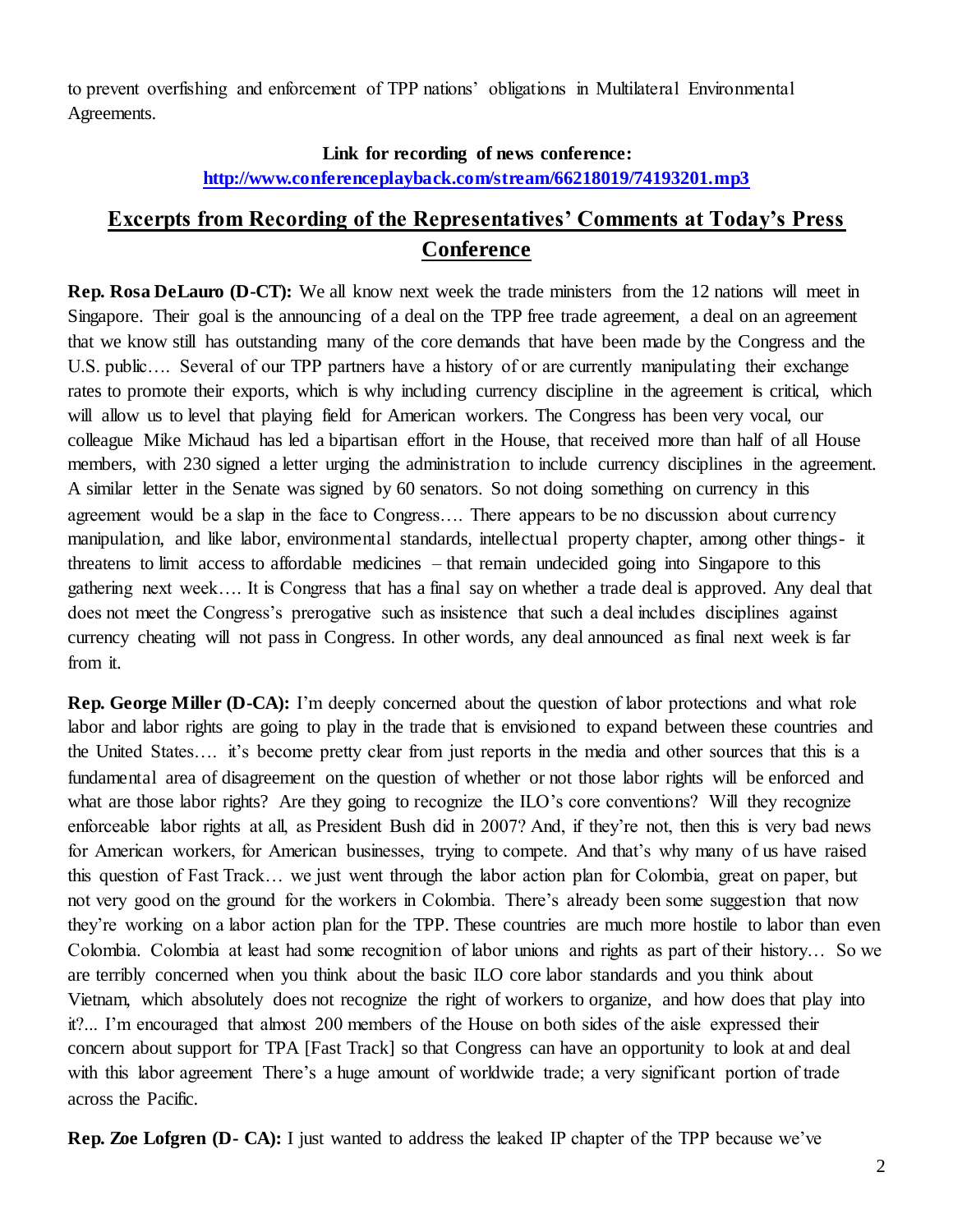to prevent overfishing and enforcement of TPP nations' obligations in Multilateral Environmental Agreements.

**Link for recording of news conference:**
**http://www.conferenceplayback.com/stream/66218019/74193201.mp3**

## Excerpts from Recording of the Representatives' Comments at Today's Press Conference

**Rep. Rosa DeLauro (D-CT):** We all know next week the trade ministers from the 12 nations will meet in Singapore. Their goal is the announcing of a deal on the TPP free trade agreement, a deal on an agreement that we know still has outstanding many of the core demands that have been made by the Congress and the U.S. public…. Several of our TPP partners have a history of or are currently manipulating their exchange rates to promote their exports, which is why including currency discipline in the agreement is critical, which will allow us to level that playing field for American workers. The Congress has been very vocal, our colleague Mike Michaud has led a bipartisan effort in the House, that received more than half of all House members, with 230 signed a letter urging the administration to include currency disciplines in the agreement. A similar letter in the Senate was signed by 60 senators. So not doing something on currency in this agreement would be a slap in the face to Congress…. There appears to be no discussion about currency manipulation, and like labor, environmental standards, intellectual property chapter, among other things- it threatens to limit access to affordable medicines – that remain undecided going into Singapore to this gathering next week…. It is Congress that has a final say on whether a trade deal is approved. Any deal that does not meet the Congress's prerogative such as insistence that such a deal includes disciplines against currency cheating will not pass in Congress. In other words, any deal announced as final next week is far from it.

**Rep. George Miller (D-CA):** I'm deeply concerned about the question of labor protections and what role labor and labor rights are going to play in the trade that is envisioned to expand between these countries and the United States…. it's become pretty clear from just reports in the media and other sources that this is a fundamental area of disagreement on the question of whether or not those labor rights will be enforced and what are those labor rights? Are they going to recognize the ILO's core conventions? Will they recognize enforceable labor rights at all, as President Bush did in 2007? And, if they're not, then this is very bad news for American workers, for American businesses, trying to compete. And that's why many of us have raised this question of Fast Track… we just went through the labor action plan for Colombia, great on paper, but not very good on the ground for the workers in Colombia. There's already been some suggestion that now they're working on a labor action plan for the TPP. These countries are much more hostile to labor than even Colombia. Colombia at least had some recognition of labor unions and rights as part of their history… So we are terribly concerned when you think about the basic ILO core labor standards and you think about Vietnam, which absolutely does not recognize the right of workers to organize, and how does that play into it?... I'm encouraged that almost 200 members of the House on both sides of the aisle expressed their concern about support for TPA [Fast Track] so that Congress can have an opportunity to look at and deal with this labor agreement There's a huge amount of worldwide trade; a very significant portion of trade across the Pacific.

**Rep. Zoe Lofgren (D- CA):** I just wanted to address the leaked IP chapter of the TPP because we've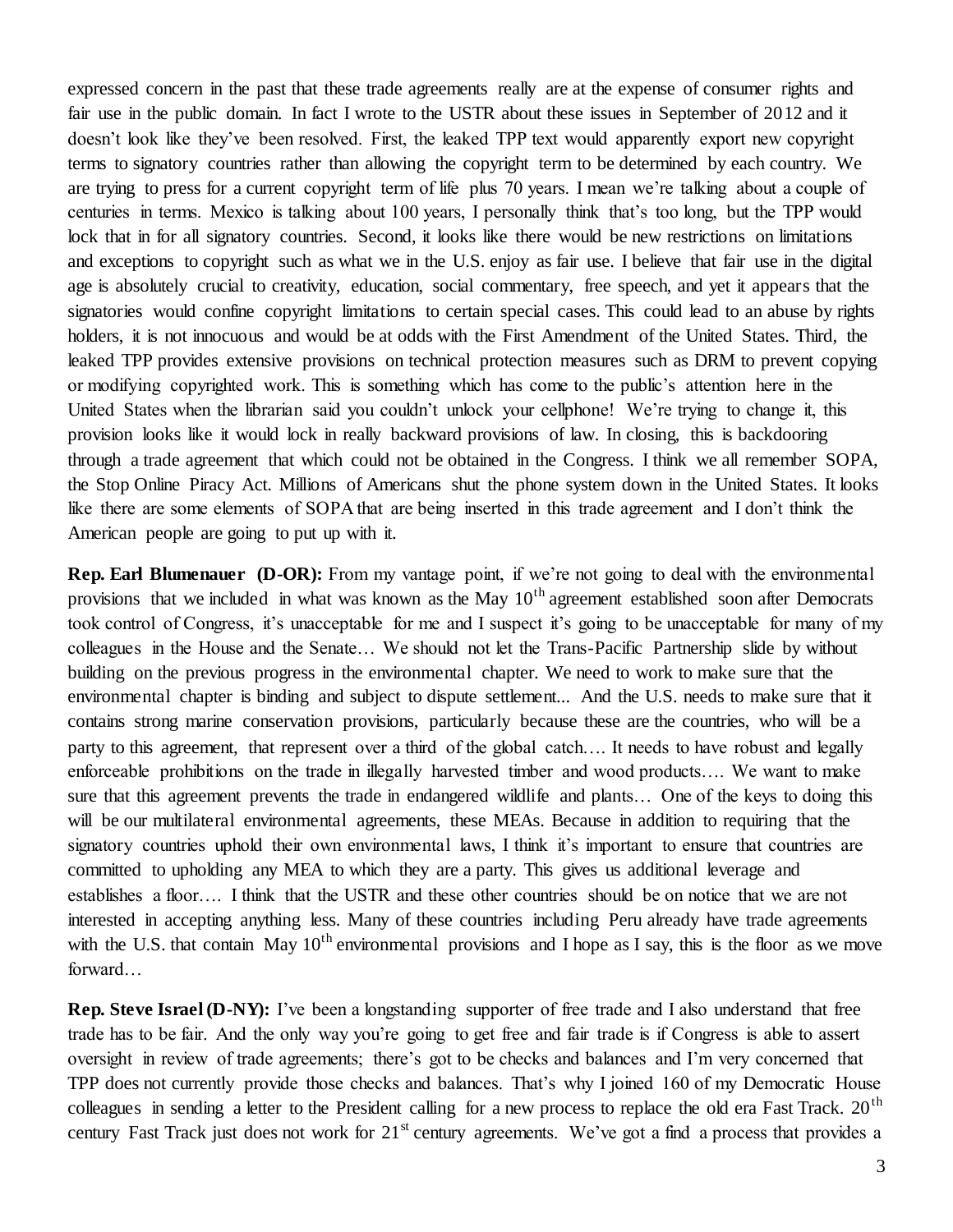expressed concern in the past that these trade agreements really are at the expense of consumer rights and fair use in the public domain. In fact I wrote to the USTR about these issues in September of 2012 and it doesn't look like they've been resolved. First, the leaked TPP text would apparently export new copyright terms to signatory countries rather than allowing the copyright term to be determined by each country. We are trying to press for a current copyright term of life plus 70 years. I mean we're talking about a couple of centuries in terms. Mexico is talking about 100 years, I personally think that's too long, but the TPP would lock that in for all signatory countries. Second, it looks like there would be new restrictions on limitations and exceptions to copyright such as what we in the U.S. enjoy as fair use. I believe that fair use in the digital age is absolutely crucial to creativity, education, social commentary, free speech, and yet it appears that the signatories would confine copyright limitations to certain special cases. This could lead to an abuse by rights holders, it is not innocuous and would be at odds with the First Amendment of the United States. Third, the leaked TPP provides extensive provisions on technical protection measures such as DRM to prevent copying or modifying copyrighted work. This is something which has come to the public's attention here in the United States when the librarian said you couldn't unlock your cellphone! We're trying to change it, this provision looks like it would lock in really backward provisions of law. In closing, this is backdooring through a trade agreement that which could not be obtained in the Congress. I think we all remember SOPA, the Stop Online Piracy Act. Millions of Americans shut the phone system down in the United States. It looks like there are some elements of SOPA that are being inserted in this trade agreement and I don't think the American people are going to put up with it.

**Rep. Earl Blumenauer (D-OR):** From my vantage point, if we're not going to deal with the environmental provisions that we included in what was known as the May 10th agreement established soon after Democrats took control of Congress, it's unacceptable for me and I suspect it's going to be unacceptable for many of my colleagues in the House and the Senate… We should not let the Trans-Pacific Partnership slide by without building on the previous progress in the environmental chapter. We need to work to make sure that the environmental chapter is binding and subject to dispute settlement... And the U.S. needs to make sure that it contains strong marine conservation provisions, particularly because these are the countries, who will be a party to this agreement, that represent over a third of the global catch…. It needs to have robust and legally enforceable prohibitions on the trade in illegally harvested timber and wood products…. We want to make sure that this agreement prevents the trade in endangered wildlife and plants… One of the keys to doing this will be our multilateral environmental agreements, these MEAs. Because in addition to requiring that the signatory countries uphold their own environmental laws, I think it's important to ensure that countries are committed to upholding any MEA to which they are a party. This gives us additional leverage and establishes a floor…. I think that the USTR and these other countries should be on notice that we are not interested in accepting anything less. Many of these countries including Peru already have trade agreements with the U.S. that contain May 10th environmental provisions and I hope as I say, this is the floor as we move forward…

**Rep. Steve Israel (D-NY):** I've been a longstanding supporter of free trade and I also understand that free trade has to be fair. And the only way you're going to get free and fair trade is if Congress is able to assert oversight in review of trade agreements; there's got to be checks and balances and I'm very concerned that TPP does not currently provide those checks and balances. That's why I joined 160 of my Democratic House colleagues in sending a letter to the President calling for a new process to replace the old era Fast Track. 20th century Fast Track just does not work for 21st century agreements. We've got a find a process that provides a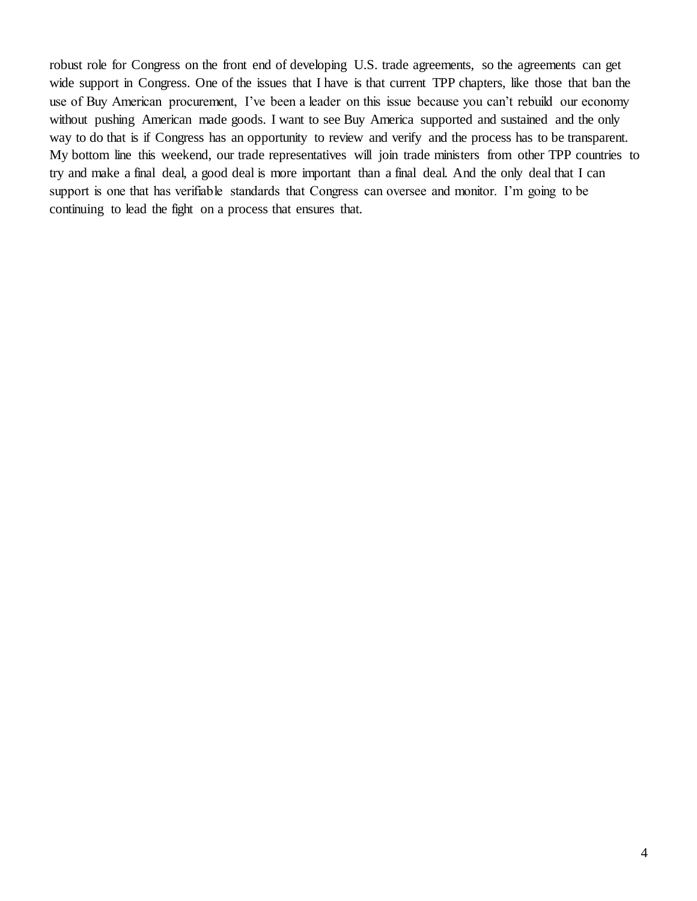robust role for Congress on the front end of developing U.S. trade agreements, so the agreements can get wide support in Congress. One of the issues that I have is that current TPP chapters, like those that ban the use of Buy American procurement, I've been a leader on this issue because you can't rebuild our economy without pushing American made goods. I want to see Buy America supported and sustained and the only way to do that is if Congress has an opportunity to review and verify and the process has to be transparent. My bottom line this weekend, our trade representatives will join trade ministers from other TPP countries to try and make a final deal, a good deal is more important than a final deal. And the only deal that I can support is one that has verifiable standards that Congress can oversee and monitor. I'm going to be continuing to lead the fight on a process that ensures that.